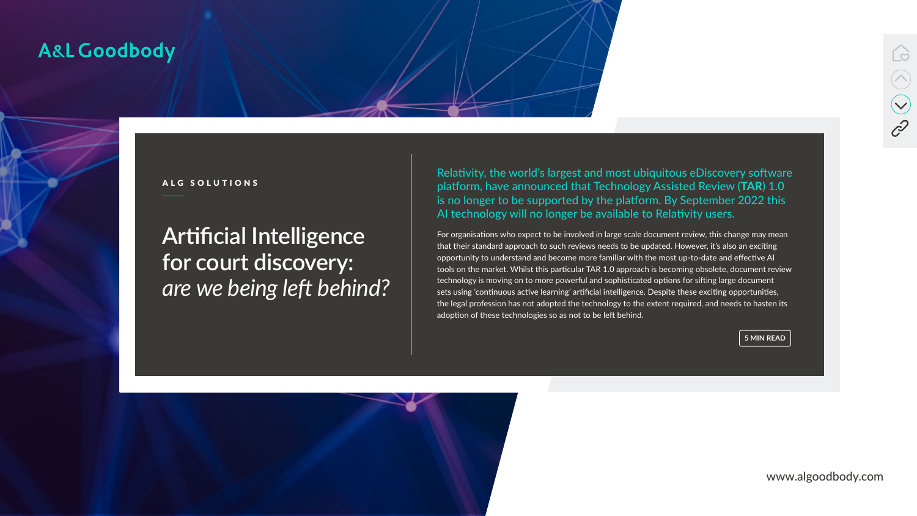A&L Goodbody

ALG SOLUTIONS

# Artificial Intelligence for court discovery: *are we being left behind?*

Relativity, the world's largest and most ubiquitous eDiscovery software platform, have announced that Technology Assisted Review (**TAR**) 1.0 is no longer to be supported by the platform. By September 2022 this AI technology will no longer be available to Relativity users.

For organisations who expect to be involved in large scale document review, this change may mean that their standard approach to such reviews needs to be updated. However, it's also an exciting opportunity to understand and become more familiar with the most up-to-date and effective AI tools on the market. Whilst this particular TAR 1.0 approach is becoming obsolete, document review technology is moving on to more powerful and sophisticated options for sifting large document sets using 'continuous active learning' artificial intelligence. Despite these exciting opportunities, the legal profession has not adopted the technology to the extent required, and needs to hasten its adoption of these technologies so as not to be left behind.

5 MIN READ

www.algoodbody.com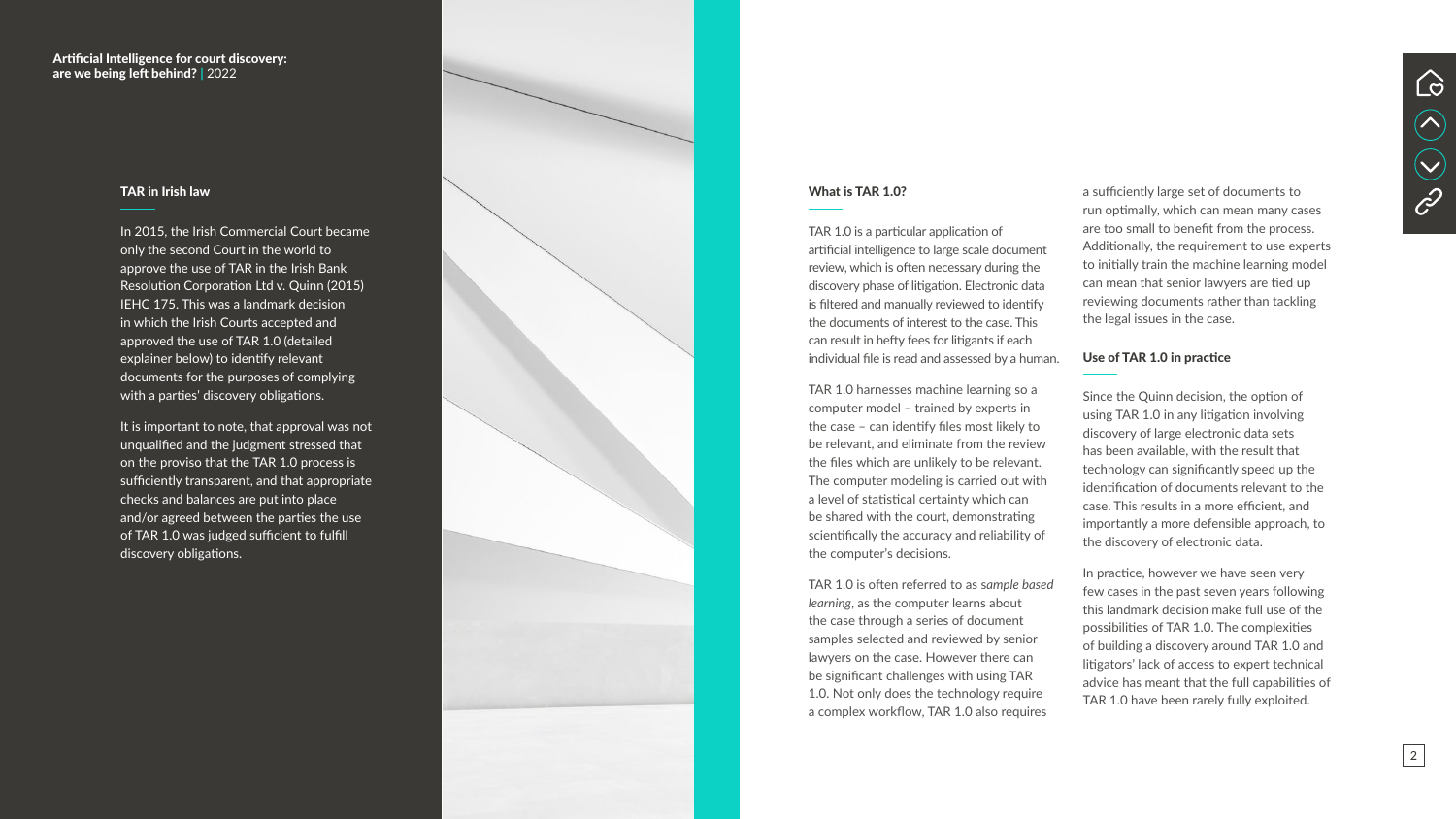## TAR in Irish law

In 2015, the Irish Commercial Court became only the second Court in the world to approve the use of TAR in the Irish Bank Resolution Corporation Ltd v. Quinn (2015) IEHC 175. This was a landmark decision in which the Irish Courts accepted and approved the use of TAR 1.0 (detailed explainer below) to identify relevant documents for the purposes of complying with a parties' discovery obligations.

It is important to note, that approval was not unqualified and the judgment stressed that on the proviso that the TAR 1.0 process is sufficiently transparent, and that appropriate checks and balances are put into place and/or agreed between the parties the use of TAR 1.0 was judged sufficient to fulfill discovery obligations.

## What is TAR 1.0?

TAR 1.0 is a particular application of artificial intelligence to large scale document review, which is often necessary during the discovery phase of litigation. Electronic data is filtered and manually reviewed to identify the documents of interest to the case. This can result in hefty fees for litigants if each individual file is read and assessed by a human.

TAR 1.0 harnesses machine learning so a computer model – trained by experts in the case – can identify files most likely to be relevant, and eliminate from the review the files which are unlikely to be relevant. The computer modeling is carried out with a level of statistical certainty which can be shared with the court, demonstrating scientifically the accuracy and reliability of the computer's decisions.

TAR 1.0 is often referred to as s*ample based learning*, as the computer learns about the case through a series of document samples selected and reviewed by senior lawyers on the case. However there can be significant challenges with using TAR 1.0. Not only does the technology require a complex workflow, TAR 1.0 also requires a sufficiently large set of documents to run optimally, which can mean many cases are too small to benefit from the process. Additionally, the requirement to use experts to initially train the machine learning model can mean that senior lawyers are tied up reviewing documents rather than tackling the legal issues in the case.

## Use of TAR 1.0 in practice

Since the Quinn decision, the option of using TAR 1.0 in any litigation involving discovery of large electronic data sets has been available, with the result that technology can significantly speed up the identification of documents relevant to the case. This results in a more efficient, and importantly a more defensible approach, to the discovery of electronic data.

In practice, however we have seen very few cases in the past seven years following this landmark decision make full use of the possibilities of TAR 1.0. The complexities of building a discovery around TAR 1.0 and litigators' lack of access to expert technical advice has meant that the full capabilities of TAR 1.0 have been rarely fully exploited.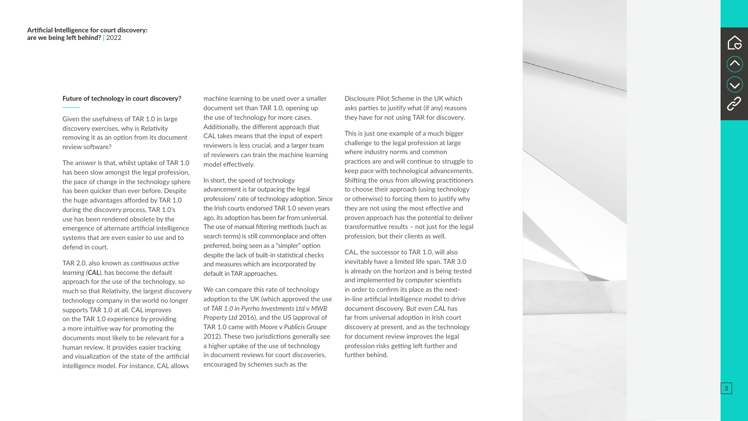### Future of technology in court discovery?

Given the usefulness of TAR 1.0 in large discovery exercises, why is Relativity removing it as an option from its document review software?

The answer is that, whilst uptake of TAR 1.0 has been slow amongst the legal profession, the pace of change in the technology sphere has been quicker than ever before. Despite the huge advantages afforded by TAR 1.0 during the discovery process, TAR 1.0's use has been rendered obsolete by the emergence of alternate artificial intelligence systems that are even easier to use and to defend in court.

TAR 2.0, also known as *continuous active learning* (***CAL***), has become the default approach for the use of the technology, so much so that Relativity, the largest discovery technology company in the world no longer supports TAR 1.0 at all. CAL improves on the TAR 1.0 experience by providing a more intuitive way for promoting the documents most likely to be relevant for a human review. It provides easier tracking and visualization of the state of the artificial intelligence model. For instance, CAL allows machine learning to be used over a smaller document set than TAR 1.0, opening up the use of technology for more cases. Additionally, the different approach that CAL takes means that the input of expert reviewers is less crucial, and a larger team of reviewers can train the machine learning model effectively.

In short, the speed of technology advancement is far outpacing the legal professions' rate of technology adoption. Since the Irish courts endorsed TAR 1.0 seven years ago, its adoption has been far from universal. The use of manual filtering methods (such as search terms) is still commonplace and often preferred, being seen as a "simpler" option despite the lack of built-in statistical checks and measures which are incorporated by default in TAR approaches.

We can compare this rate of technology adoption to the UK (which approved the use of *TAR 1.0 in Pyrrho Investments Ltd* v *MWB Property Ltd* 2016), and the US (approval of TAR 1.0 came with *Moore* v *Publicis Groupe* 2012). These two jurisdictions generally see a higher uptake of the use of technology in document reviews for court discoveries, encouraged by schemes such as the Disclosure Pilot Scheme in the UK which asks parties to justify what (if any) reasons they have for not using TAR for discovery.

This is just one example of a much bigger challenge to the legal profession at large where industry norms and common practices are and will continue to struggle to keep pace with technological advancements. Shifting the onus from allowing practitioners to choose their approach (using technology or otherwise) to forcing them to justify why they are not using the most effective and proven approach has the potential to deliver transformative results – not just for the legal profession, but their clients as well.

CAL, the successor to TAR 1.0, will also inevitably have a limited life span. TAR 3.0 is already on the horizon and is being tested and implemented by computer scientists in order to confirm its place as the next-in-line artificial intelligence model to drive document discovery. But even CAL has far from universal adoption in Irish court discovery at present, and as the technology for document review improves the legal profession risks getting left further and further behind.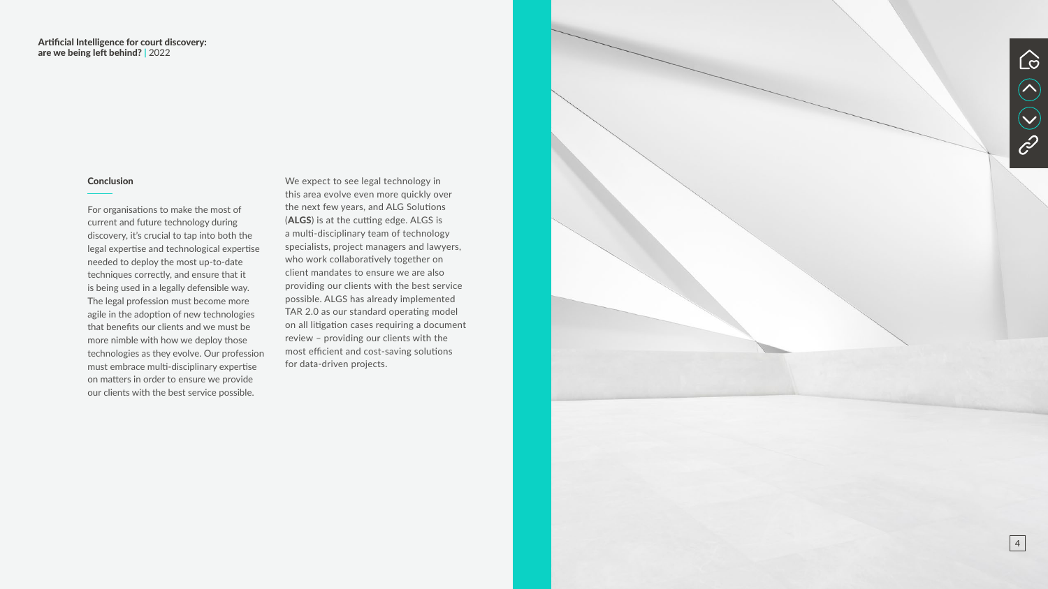## Conclusion

For organisations to make the most of current and future technology during discovery, it's crucial to tap into both the legal expertise and technological expertise needed to deploy the most up-to-date techniques correctly, and ensure that it is being used in a legally defensible way. The legal profession must become more agile in the adoption of new technologies that benefits our clients and we must be more nimble with how we deploy those technologies as they evolve. Our profession must embrace multi-disciplinary expertise on matters in order to ensure we provide our clients with the best service possible.

We expect to see legal technology in this area evolve even more quickly over the next few years, and ALG Solutions (**ALGS**) is at the cutting edge. ALGS is a multi-disciplinary team of technology specialists, project managers and lawyers, who work collaboratively together on client mandates to ensure we are also providing our clients with the best service possible. ALGS has already implemented TAR 2.0 as our standard operating model on all litigation cases requiring a document review – providing our clients with the most efficient and cost-saving solutions for data-driven projects.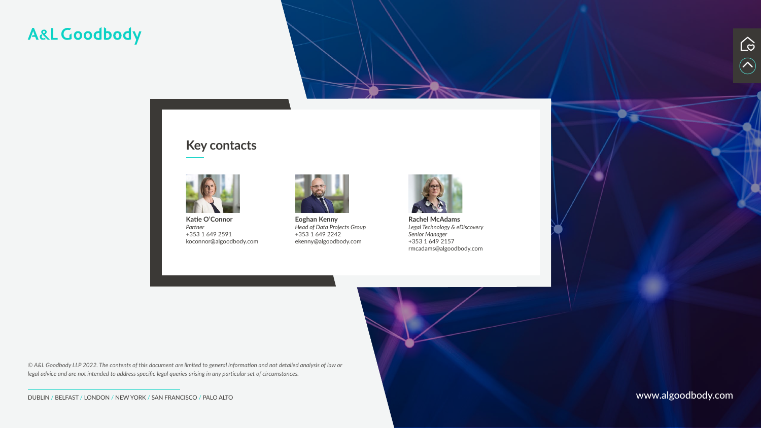A&L Goodbody

## Key contacts

**Katie O'Connor**
*Partner*
+353 1 649 2591
koconnor@algoodbody.com

**Eoghan Kenny**
*Head of Data Projects Group*
+353 1 649 2242
ekenny@algoodbody.com

**Rachel McAdams**
*Legal Technology & eDiscovery Senior Manager*
+353 1 649 2157
rmcadams@algoodbody.com

*© A&L Goodbody LLP 2022. The contents of this document are limited to general information and not detailed analysis of law or legal advice and are not intended to address specific legal queries arising in any particular set of circumstances.*

DUBLIN / BELFAST / LONDON / NEW YORK / SAN FRANCISCO / PALO ALTO

www.algoodbody.com